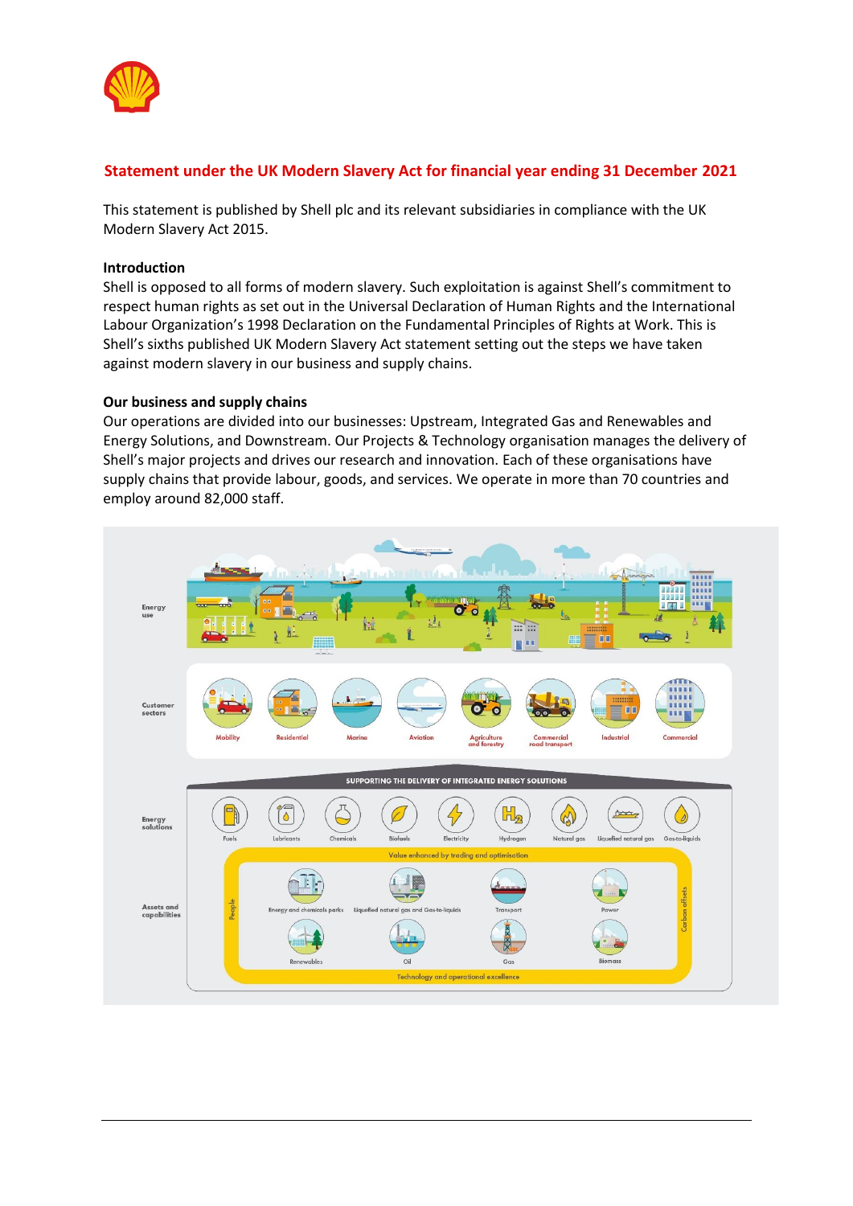## Statement under the UK Modern Slavery Act for financial year ending 31 December 2021

This statement is published by Shell plc and its relevant subsidiaries in compliance with the UK Modern Slavery Act 2015.

### Introduction

Shell is opposed to all forms of modern slavery. Such exploitation is against Shell's commitment to respect human rights as set out in the Universal Declaration of Human Rights and the International Labour Organization's 1998 Declaration on the Fundamental Principles of Rights at Work. This is Shell's sixths published UK Modern Slavery Act statement setting out the steps we have taken against modern slavery in our business and supply chains.

### Our business and supply chains

Our operations are divided into our businesses: Upstream, Integrated Gas and Renewables and Energy Solutions, and Downstream. Our Projects & Technology organisation manages the delivery of Shell's major projects and drives our research and innovation. Each of these organisations have supply chains that provide labour, goods, and services. We operate in more than 70 countries and employ around 82,000 staff.

Energy use

Customer sectors: Mobility, Residential, Marine, Aviation, Agriculture and forestry, Commercial road transport, Industrial, Commercial

SUPPORTING THE DELIVERY OF INTEGRATED ENERGY SOLUTIONS

Energy solutions: Fuels, Lubricants, Chemicals, Biofuels, Electricity, Hydrogen, Natural gas, Liquefied natural gas, Gas-to-liquids

Value enhanced by trading and optimisation

Assets and capabilities: Energy and chemicals parks, Liquefied natural gas and Gas-to-liquids, Transport, Power, Renewables, Oil, Gas, Biomass

People

Carbon offsets

Technology and operational excellence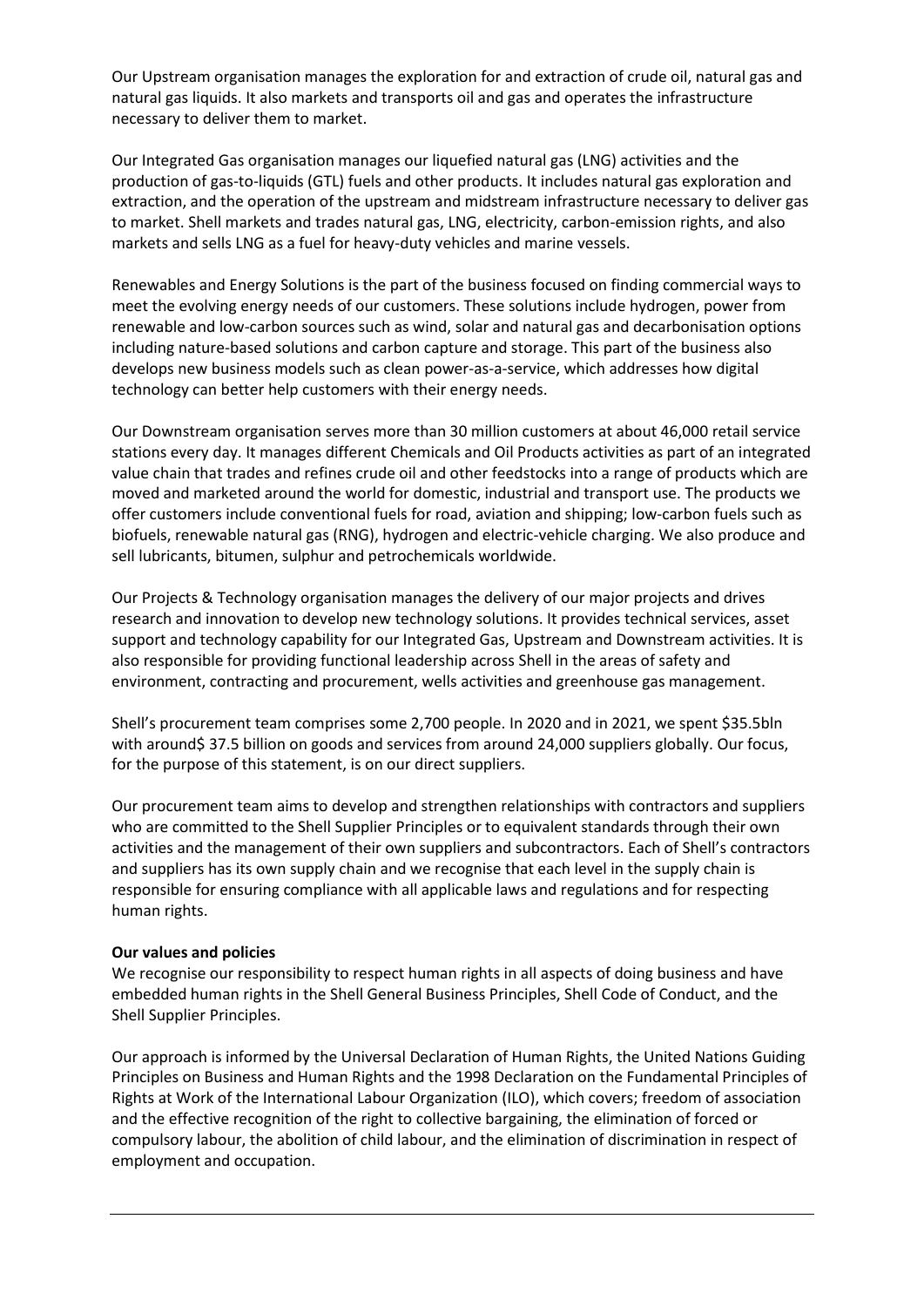Our Upstream organisation manages the exploration for and extraction of crude oil, natural gas and natural gas liquids. It also markets and transports oil and gas and operates the infrastructure necessary to deliver them to market.

Our Integrated Gas organisation manages our liquefied natural gas (LNG) activities and the production of gas-to-liquids (GTL) fuels and other products. It includes natural gas exploration and extraction, and the operation of the upstream and midstream infrastructure necessary to deliver gas to market. Shell markets and trades natural gas, LNG, electricity, carbon-emission rights, and also markets and sells LNG as a fuel for heavy-duty vehicles and marine vessels.

Renewables and Energy Solutions is the part of the business focused on finding commercial ways to meet the evolving energy needs of our customers. These solutions include hydrogen, power from renewable and low-carbon sources such as wind, solar and natural gas and decarbonisation options including nature-based solutions and carbon capture and storage. This part of the business also develops new business models such as clean power-as-a-service, which addresses how digital technology can better help customers with their energy needs.

Our Downstream organisation serves more than 30 million customers at about 46,000 retail service stations every day. It manages different Chemicals and Oil Products activities as part of an integrated value chain that trades and refines crude oil and other feedstocks into a range of products which are moved and marketed around the world for domestic, industrial and transport use. The products we offer customers include conventional fuels for road, aviation and shipping; low-carbon fuels such as biofuels, renewable natural gas (RNG), hydrogen and electric-vehicle charging. We also produce and sell lubricants, bitumen, sulphur and petrochemicals worldwide.

Our Projects & Technology organisation manages the delivery of our major projects and drives research and innovation to develop new technology solutions. It provides technical services, asset support and technology capability for our Integrated Gas, Upstream and Downstream activities. It is also responsible for providing functional leadership across Shell in the areas of safety and environment, contracting and procurement, wells activities and greenhouse gas management.

Shell's procurement team comprises some 2,700 people. In 2020 and in 2021, we spent $35.5bln with around$ 37.5 billion on goods and services from around 24,000 suppliers globally. Our focus, for the purpose of this statement, is on our direct suppliers.

Our procurement team aims to develop and strengthen relationships with contractors and suppliers who are committed to the Shell Supplier Principles or to equivalent standards through their own activities and the management of their own suppliers and subcontractors. Each of Shell's contractors and suppliers has its own supply chain and we recognise that each level in the supply chain is responsible for ensuring compliance with all applicable laws and regulations and for respecting human rights.

**Our values and policies**

We recognise our responsibility to respect human rights in all aspects of doing business and have embedded human rights in the Shell General Business Principles, Shell Code of Conduct, and the Shell Supplier Principles.

Our approach is informed by the Universal Declaration of Human Rights, the United Nations Guiding Principles on Business and Human Rights and the 1998 Declaration on the Fundamental Principles of Rights at Work of the International Labour Organization (ILO), which covers; freedom of association and the effective recognition of the right to collective bargaining, the elimination of forced or compulsory labour, the abolition of child labour, and the elimination of discrimination in respect of employment and occupation.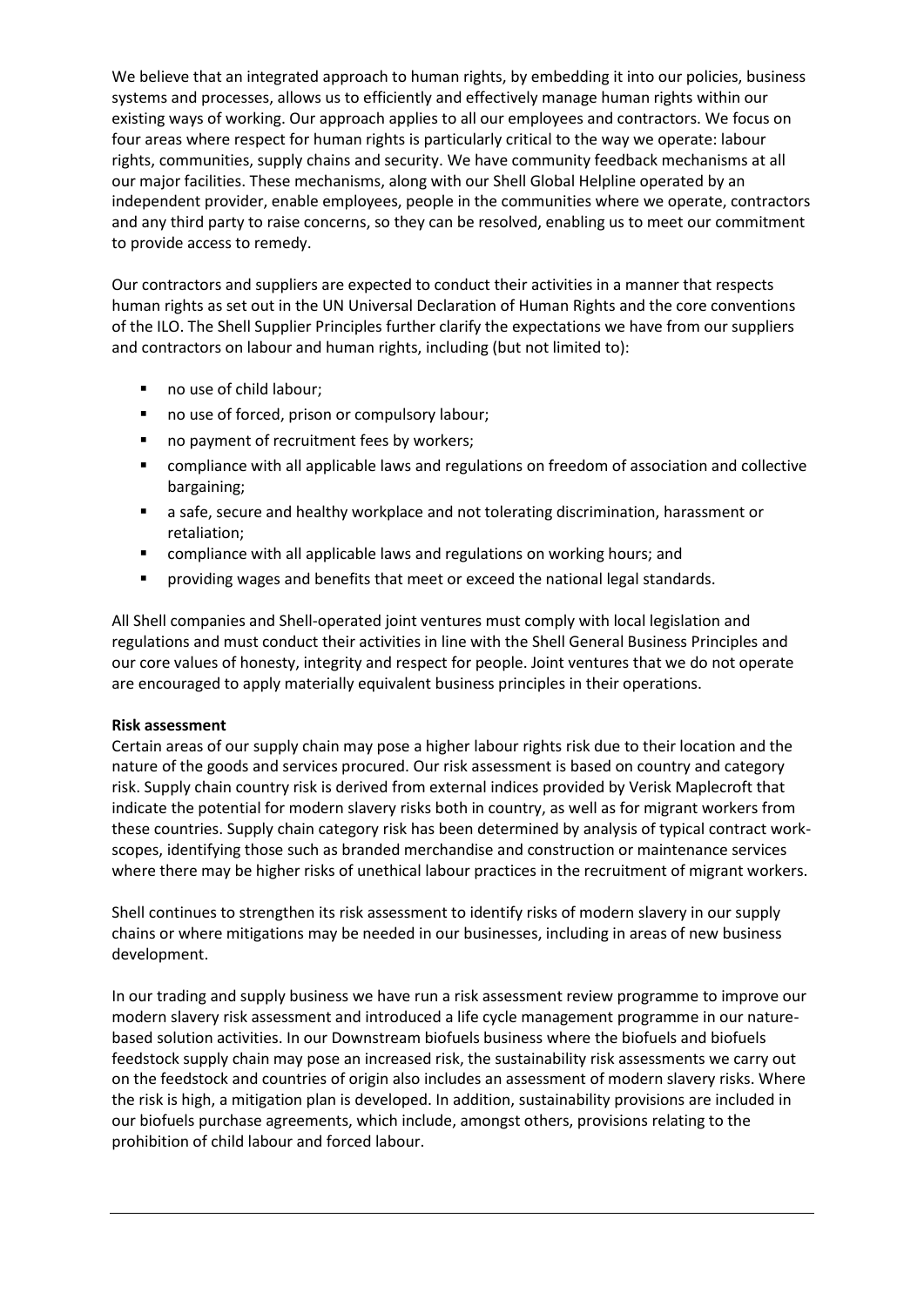We believe that an integrated approach to human rights, by embedding it into our policies, business systems and processes, allows us to efficiently and effectively manage human rights within our existing ways of working. Our approach applies to all our employees and contractors. We focus on four areas where respect for human rights is particularly critical to the way we operate: labour rights, communities, supply chains and security. We have community feedback mechanisms at all our major facilities. These mechanisms, along with our Shell Global Helpline operated by an independent provider, enable employees, people in the communities where we operate, contractors and any third party to raise concerns, so they can be resolved, enabling us to meet our commitment to provide access to remedy.

Our contractors and suppliers are expected to conduct their activities in a manner that respects human rights as set out in the UN Universal Declaration of Human Rights and the core conventions of the ILO. The Shell Supplier Principles further clarify the expectations we have from our suppliers and contractors on labour and human rights, including (but not limited to):

- no use of child labour;
- no use of forced, prison or compulsory labour;
- no payment of recruitment fees by workers;
- compliance with all applicable laws and regulations on freedom of association and collective bargaining;
- a safe, secure and healthy workplace and not tolerating discrimination, harassment or retaliation;
- compliance with all applicable laws and regulations on working hours; and
- providing wages and benefits that meet or exceed the national legal standards.

All Shell companies and Shell-operated joint ventures must comply with local legislation and regulations and must conduct their activities in line with the Shell General Business Principles and our core values of honesty, integrity and respect for people. Joint ventures that we do not operate are encouraged to apply materially equivalent business principles in their operations.

**Risk assessment**

Certain areas of our supply chain may pose a higher labour rights risk due to their location and the nature of the goods and services procured. Our risk assessment is based on country and category risk. Supply chain country risk is derived from external indices provided by Verisk Maplecroft that indicate the potential for modern slavery risks both in country, as well as for migrant workers from these countries. Supply chain category risk has been determined by analysis of typical contract work-scopes, identifying those such as branded merchandise and construction or maintenance services where there may be higher risks of unethical labour practices in the recruitment of migrant workers.

Shell continues to strengthen its risk assessment to identify risks of modern slavery in our supply chains or where mitigations may be needed in our businesses, including in areas of new business development.

In our trading and supply business we have run a risk assessment review programme to improve our modern slavery risk assessment and introduced a life cycle management programme in our nature-based solution activities. In our Downstream biofuels business where the biofuels and biofuels feedstock supply chain may pose an increased risk, the sustainability risk assessments we carry out on the feedstock and countries of origin also includes an assessment of modern slavery risks. Where the risk is high, a mitigation plan is developed. In addition, sustainability provisions are included in our biofuels purchase agreements, which include, amongst others, provisions relating to the prohibition of child labour and forced labour.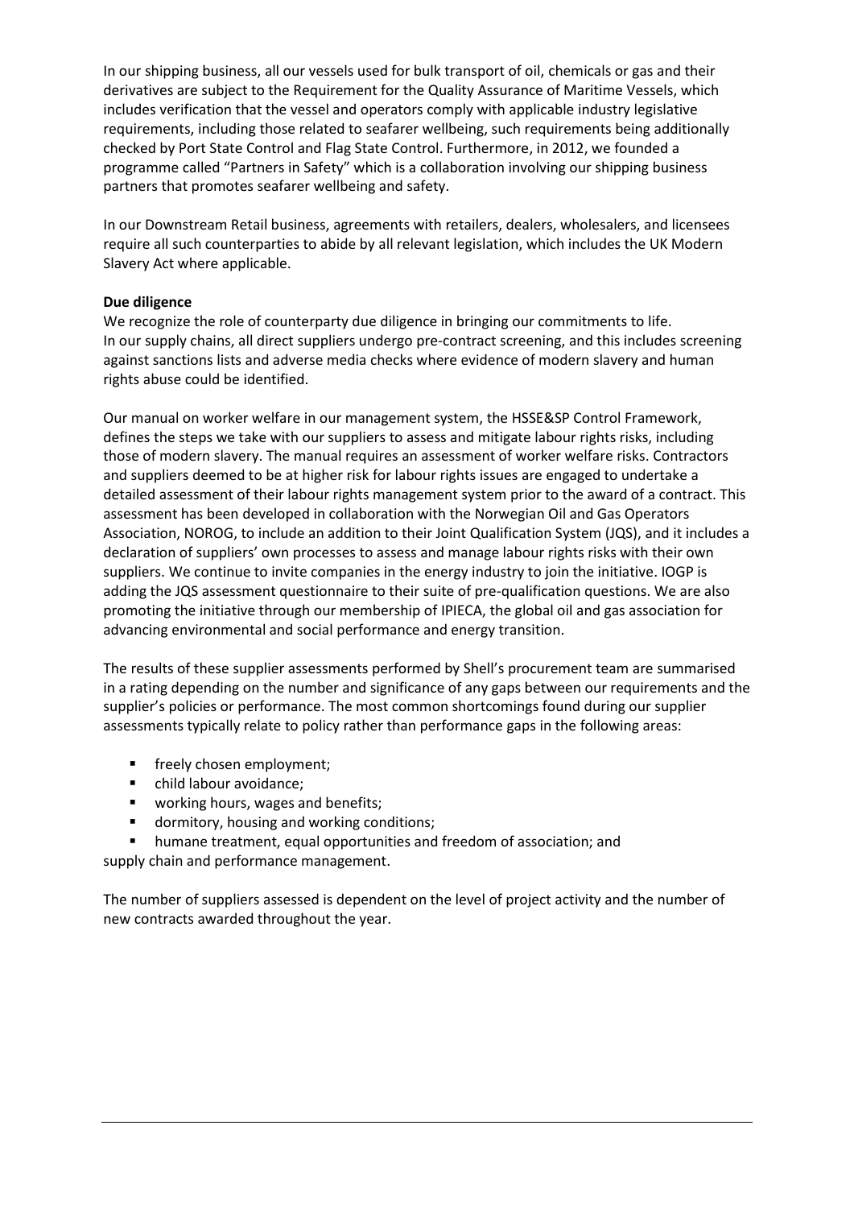In our shipping business, all our vessels used for bulk transport of oil, chemicals or gas and their derivatives are subject to the Requirement for the Quality Assurance of Maritime Vessels, which includes verification that the vessel and operators comply with applicable industry legislative requirements, including those related to seafarer wellbeing, such requirements being additionally checked by Port State Control and Flag State Control. Furthermore, in 2012, we founded a programme called "Partners in Safety" which is a collaboration involving our shipping business partners that promotes seafarer wellbeing and safety.

In our Downstream Retail business, agreements with retailers, dealers, wholesalers, and licensees require all such counterparties to abide by all relevant legislation, which includes the UK Modern Slavery Act where applicable.

**Due diligence**

We recognize the role of counterparty due diligence in bringing our commitments to life. In our supply chains, all direct suppliers undergo pre-contract screening, and this includes screening against sanctions lists and adverse media checks where evidence of modern slavery and human rights abuse could be identified.

Our manual on worker welfare in our management system, the HSSE&SP Control Framework, defines the steps we take with our suppliers to assess and mitigate labour rights risks, including those of modern slavery. The manual requires an assessment of worker welfare risks. Contractors and suppliers deemed to be at higher risk for labour rights issues are engaged to undertake a detailed assessment of their labour rights management system prior to the award of a contract. This assessment has been developed in collaboration with the Norwegian Oil and Gas Operators Association, NOROG, to include an addition to their Joint Qualification System (JQS), and it includes a declaration of suppliers' own processes to assess and manage labour rights risks with their own suppliers. We continue to invite companies in the energy industry to join the initiative. IOGP is adding the JQS assessment questionnaire to their suite of pre-qualification questions. We are also promoting the initiative through our membership of IPIECA, the global oil and gas association for advancing environmental and social performance and energy transition.

The results of these supplier assessments performed by Shell's procurement team are summarised in a rating depending on the number and significance of any gaps between our requirements and the supplier's policies or performance. The most common shortcomings found during our supplier assessments typically relate to policy rather than performance gaps in the following areas:

- freely chosen employment;
- child labour avoidance;
- working hours, wages and benefits;
- dormitory, housing and working conditions;
- humane treatment, equal opportunities and freedom of association; and

supply chain and performance management.

The number of suppliers assessed is dependent on the level of project activity and the number of new contracts awarded throughout the year.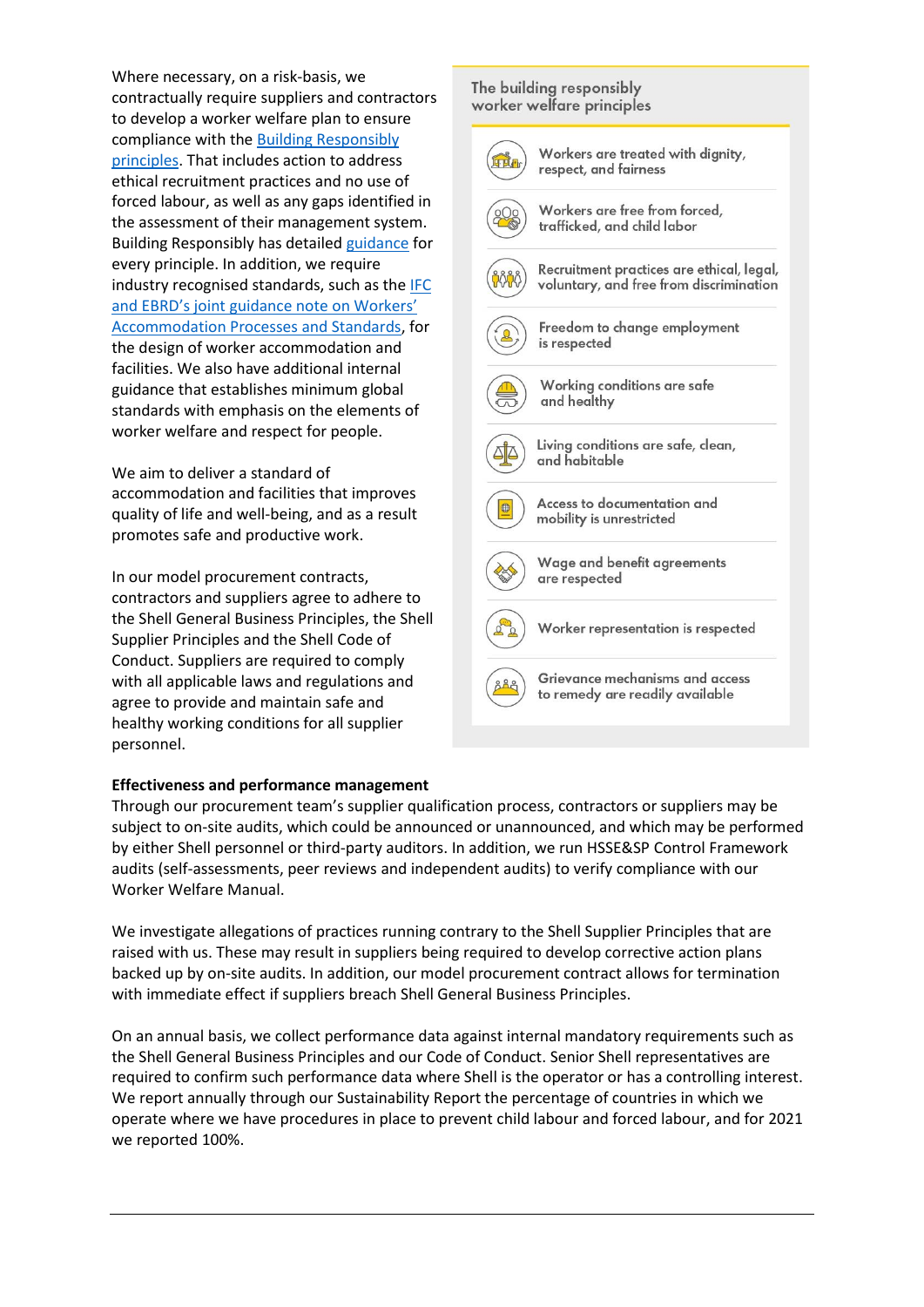Where necessary, on a risk-basis, we contractually require suppliers and contractors to develop a worker welfare plan to ensure compliance with the Building Responsibly principles. That includes action to address ethical recruitment practices and no use of forced labour, as well as any gaps identified in the assessment of their management system. Building Responsibly has detailed guidance for every principle. In addition, we require industry recognised standards, such as the IFC and EBRD's joint guidance note on Workers' Accommodation Processes and Standards, for the design of worker accommodation and facilities. We also have additional internal guidance that establishes minimum global standards with emphasis on the elements of worker welfare and respect for people.

We aim to deliver a standard of accommodation and facilities that improves quality of life and well-being, and as a result promotes safe and productive work.

In our model procurement contracts, contractors and suppliers agree to adhere to the Shell General Business Principles, the Shell Supplier Principles and the Shell Code of Conduct. Suppliers are required to comply with all applicable laws and regulations and agree to provide and maintain safe and healthy working conditions for all supplier personnel.

**The building responsibly worker welfare principles**

- Workers are treated with dignity, respect, and fairness
- Workers are free from forced, trafficked, and child labor
- Recruitment practices are ethical, legal, voluntary, and free from discrimination
- Freedom to change employment is respected
- Working conditions are safe and healthy
- Living conditions are safe, clean, and habitable
- Access to documentation and mobility is unrestricted
- Wage and benefit agreements are respected
- Worker representation is respected
- Grievance mechanisms and access to remedy are readily available

**Effectiveness and performance management**

Through our procurement team's supplier qualification process, contractors or suppliers may be subject to on-site audits, which could be announced or unannounced, and which may be performed by either Shell personnel or third-party auditors. In addition, we run HSSE&SP Control Framework audits (self-assessments, peer reviews and independent audits) to verify compliance with our Worker Welfare Manual.

We investigate allegations of practices running contrary to the Shell Supplier Principles that are raised with us. These may result in suppliers being required to develop corrective action plans backed up by on-site audits. In addition, our model procurement contract allows for termination with immediate effect if suppliers breach Shell General Business Principles.

On an annual basis, we collect performance data against internal mandatory requirements such as the Shell General Business Principles and our Code of Conduct. Senior Shell representatives are required to confirm such performance data where Shell is the operator or has a controlling interest. We report annually through our Sustainability Report the percentage of countries in which we operate where we have procedures in place to prevent child labour and forced labour, and for 2021 we reported 100%.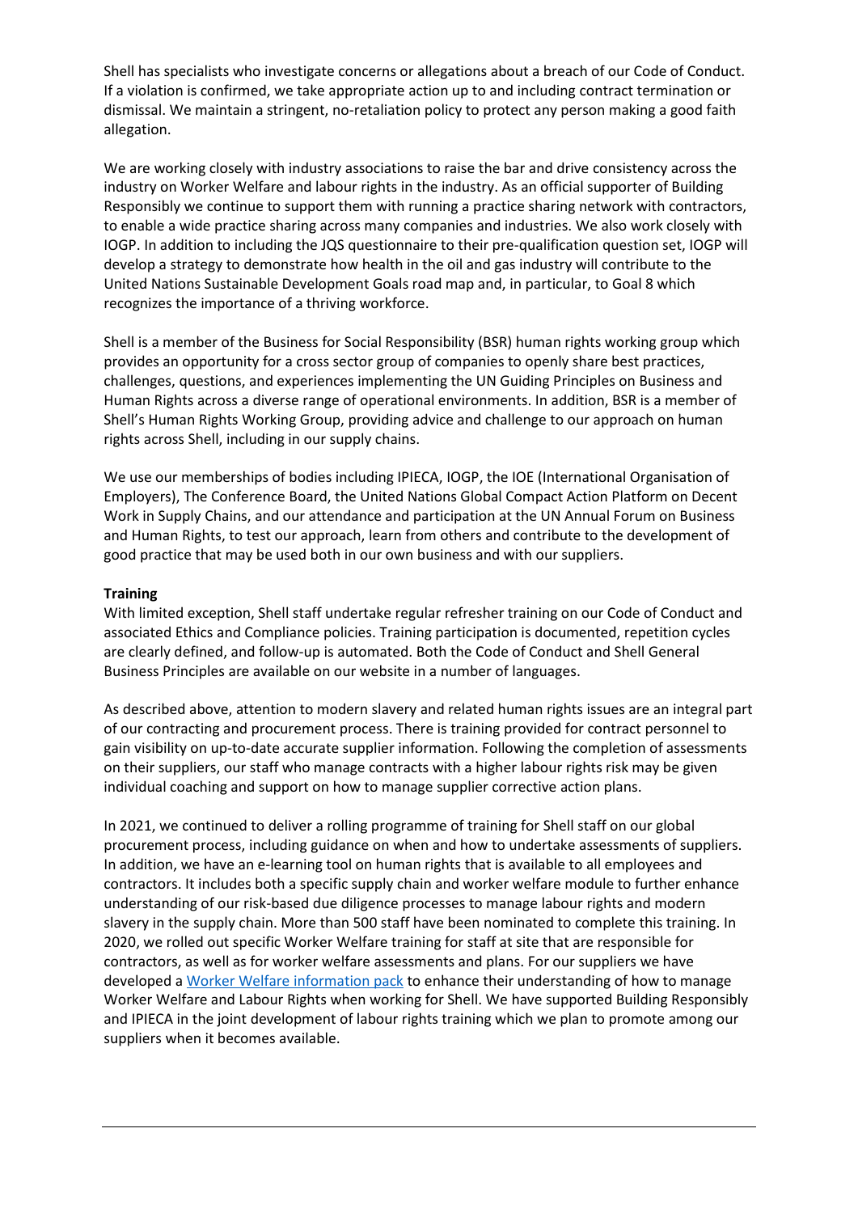Shell has specialists who investigate concerns or allegations about a breach of our Code of Conduct. If a violation is confirmed, we take appropriate action up to and including contract termination or dismissal. We maintain a stringent, no-retaliation policy to protect any person making a good faith allegation.

We are working closely with industry associations to raise the bar and drive consistency across the industry on Worker Welfare and labour rights in the industry. As an official supporter of Building Responsibly we continue to support them with running a practice sharing network with contractors, to enable a wide practice sharing across many companies and industries. We also work closely with IOGP. In addition to including the JQS questionnaire to their pre-qualification question set, IOGP will develop a strategy to demonstrate how health in the oil and gas industry will contribute to the United Nations Sustainable Development Goals road map and, in particular, to Goal 8 which recognizes the importance of a thriving workforce.

Shell is a member of the Business for Social Responsibility (BSR) human rights working group which provides an opportunity for a cross sector group of companies to openly share best practices, challenges, questions, and experiences implementing the UN Guiding Principles on Business and Human Rights across a diverse range of operational environments. In addition, BSR is a member of Shell's Human Rights Working Group, providing advice and challenge to our approach on human rights across Shell, including in our supply chains.

We use our memberships of bodies including IPIECA, IOGP, the IOE (International Organisation of Employers), The Conference Board, the United Nations Global Compact Action Platform on Decent Work in Supply Chains, and our attendance and participation at the UN Annual Forum on Business and Human Rights, to test our approach, learn from others and contribute to the development of good practice that may be used both in our own business and with our suppliers.

**Training**

With limited exception, Shell staff undertake regular refresher training on our Code of Conduct and associated Ethics and Compliance policies. Training participation is documented, repetition cycles are clearly defined, and follow-up is automated. Both the Code of Conduct and Shell General Business Principles are available on our website in a number of languages.

As described above, attention to modern slavery and related human rights issues are an integral part of our contracting and procurement process. There is training provided for contract personnel to gain visibility on up-to-date accurate supplier information. Following the completion of assessments on their suppliers, our staff who manage contracts with a higher labour rights risk may be given individual coaching and support on how to manage supplier corrective action plans.

In 2021, we continued to deliver a rolling programme of training for Shell staff on our global procurement process, including guidance on when and how to undertake assessments of suppliers. In addition, we have an e-learning tool on human rights that is available to all employees and contractors. It includes both a specific supply chain and worker welfare module to further enhance understanding of our risk-based due diligence processes to manage labour rights and modern slavery in the supply chain. More than 500 staff have been nominated to complete this training. In 2020, we rolled out specific Worker Welfare training for staff at site that are responsible for contractors, as well as for worker welfare assessments and plans. For our suppliers we have developed a Worker Welfare information pack to enhance their understanding of how to manage Worker Welfare and Labour Rights when working for Shell. We have supported Building Responsibly and IPIECA in the joint development of labour rights training which we plan to promote among our suppliers when it becomes available.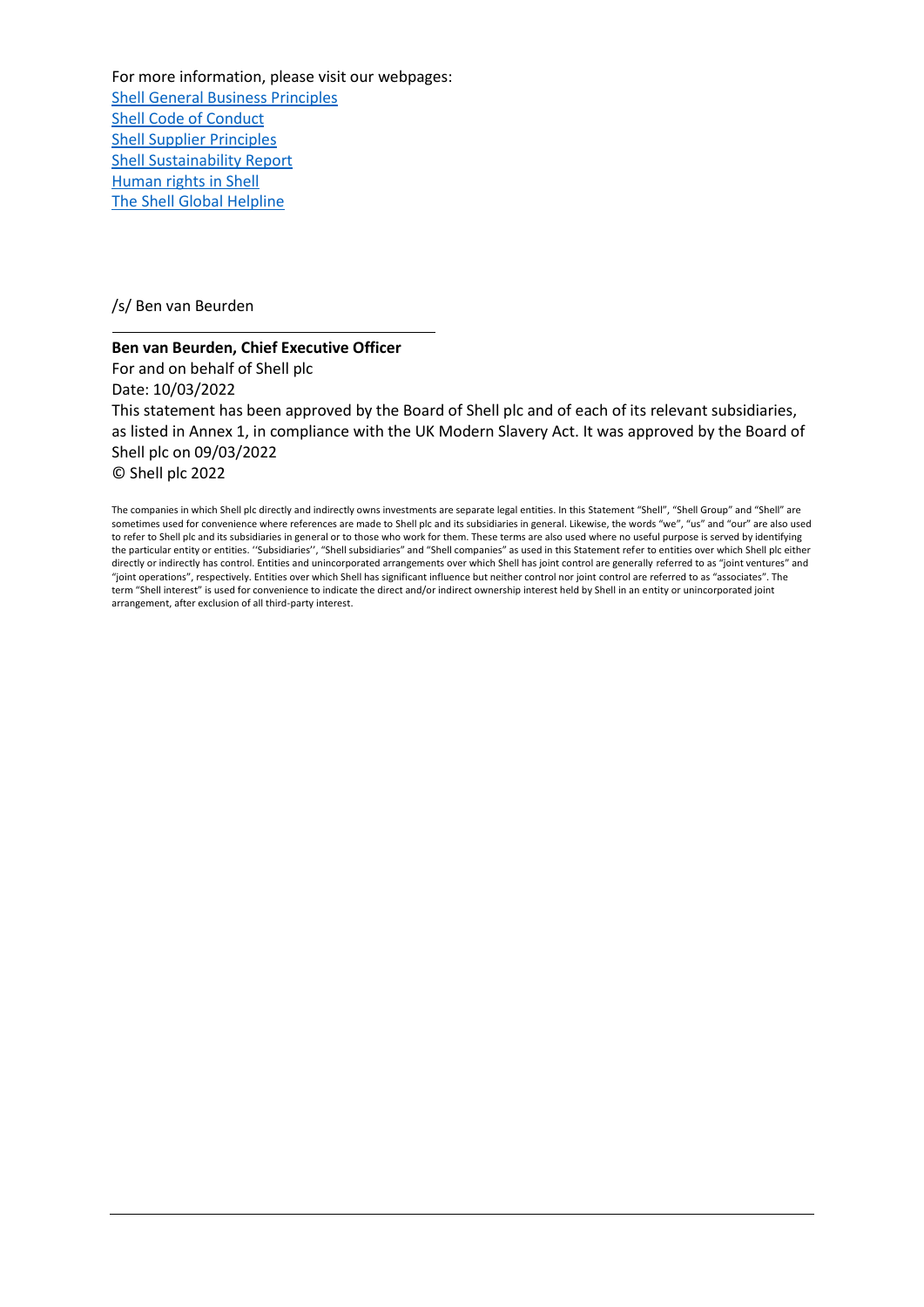For more information, please visit our webpages:

[Shell General Business Principles]()
[Shell Code of Conduct]()
[Shell Supplier Principles]()
[Shell Sustainability Report]()
[Human rights in Shell]()
[The Shell Global Helpline]()

/s/ Ben van Beurden

---

**Ben van Beurden, Chief Executive Officer**
For and on behalf of Shell plc
Date: 10/03/2022
This statement has been approved by the Board of Shell plc and of each of its relevant subsidiaries, as listed in Annex 1, in compliance with the UK Modern Slavery Act. It was approved by the Board of Shell plc on 09/03/2022
© Shell plc 2022

The companies in which Shell plc directly and indirectly owns investments are separate legal entities. In this Statement "Shell", "Shell Group" and "Shell" are sometimes used for convenience where references are made to Shell plc and its subsidiaries in general. Likewise, the words "we", "us" and "our" are also used to refer to Shell plc and its subsidiaries in general or to those who work for them. These terms are also used where no useful purpose is served by identifying the particular entity or entities. ''Subsidiaries'', "Shell subsidiaries" and "Shell companies" as used in this Statement refer to entities over which Shell plc either directly or indirectly has control. Entities and unincorporated arrangements over which Shell has joint control are generally referred to as "joint ventures" and "joint operations", respectively. Entities over which Shell has significant influence but neither control nor joint control are referred to as "associates". The term "Shell interest" is used for convenience to indicate the direct and/or indirect ownership interest held by Shell in an entity or unincorporated joint arrangement, after exclusion of all third-party interest.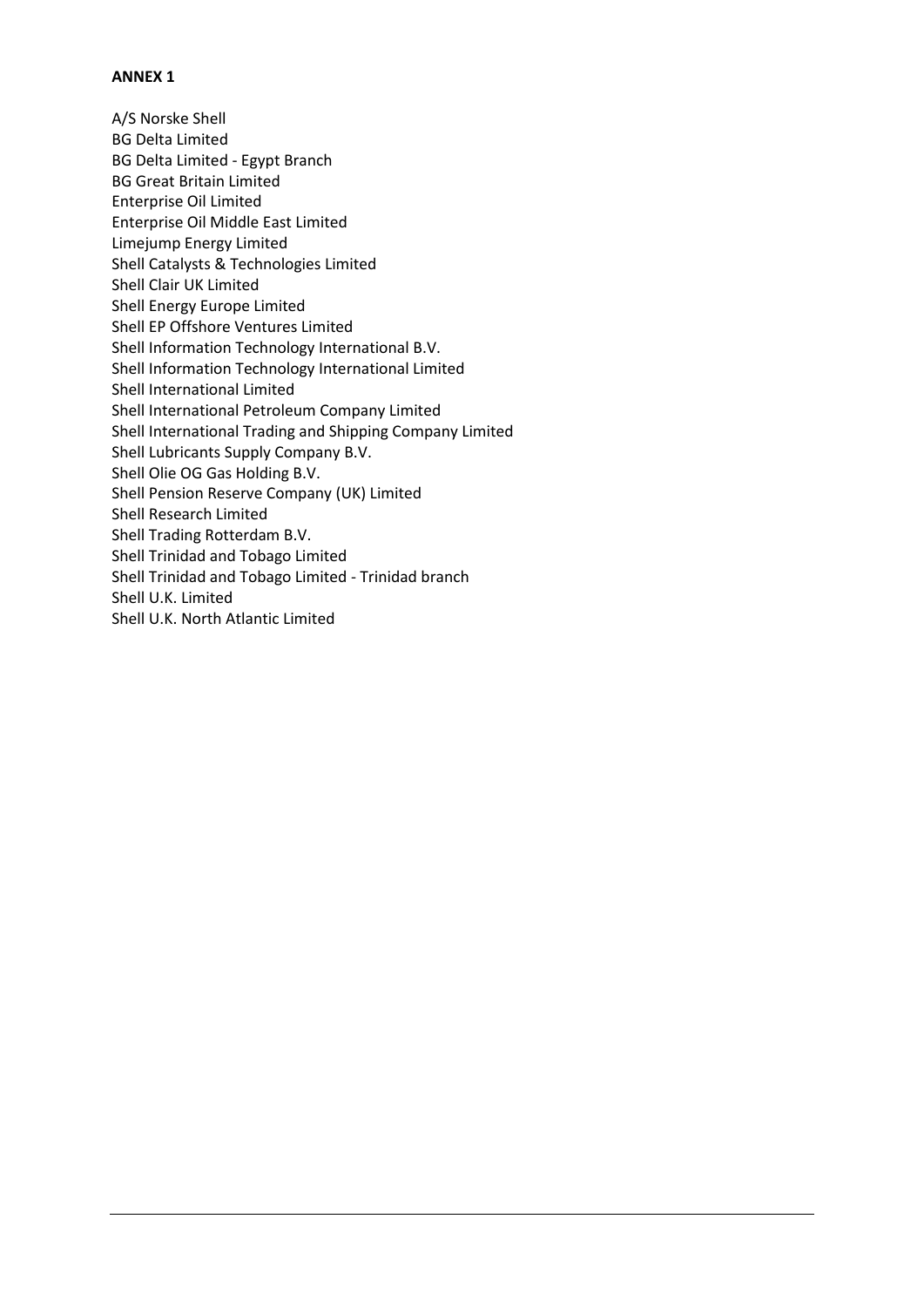**ANNEX 1**

A/S Norske Shell
BG Delta Limited
BG Delta Limited - Egypt Branch
BG Great Britain Limited
Enterprise Oil Limited
Enterprise Oil Middle East Limited
Limejump Energy Limited
Shell Catalysts & Technologies Limited
Shell Clair UK Limited
Shell Energy Europe Limited
Shell EP Offshore Ventures Limited
Shell Information Technology International B.V.
Shell Information Technology International Limited
Shell International Limited
Shell International Petroleum Company Limited
Shell International Trading and Shipping Company Limited
Shell Lubricants Supply Company B.V.
Shell Olie OG Gas Holding B.V.
Shell Pension Reserve Company (UK) Limited
Shell Research Limited
Shell Trading Rotterdam B.V.
Shell Trinidad and Tobago Limited
Shell Trinidad and Tobago Limited - Trinidad branch
Shell U.K. Limited
Shell U.K. North Atlantic Limited